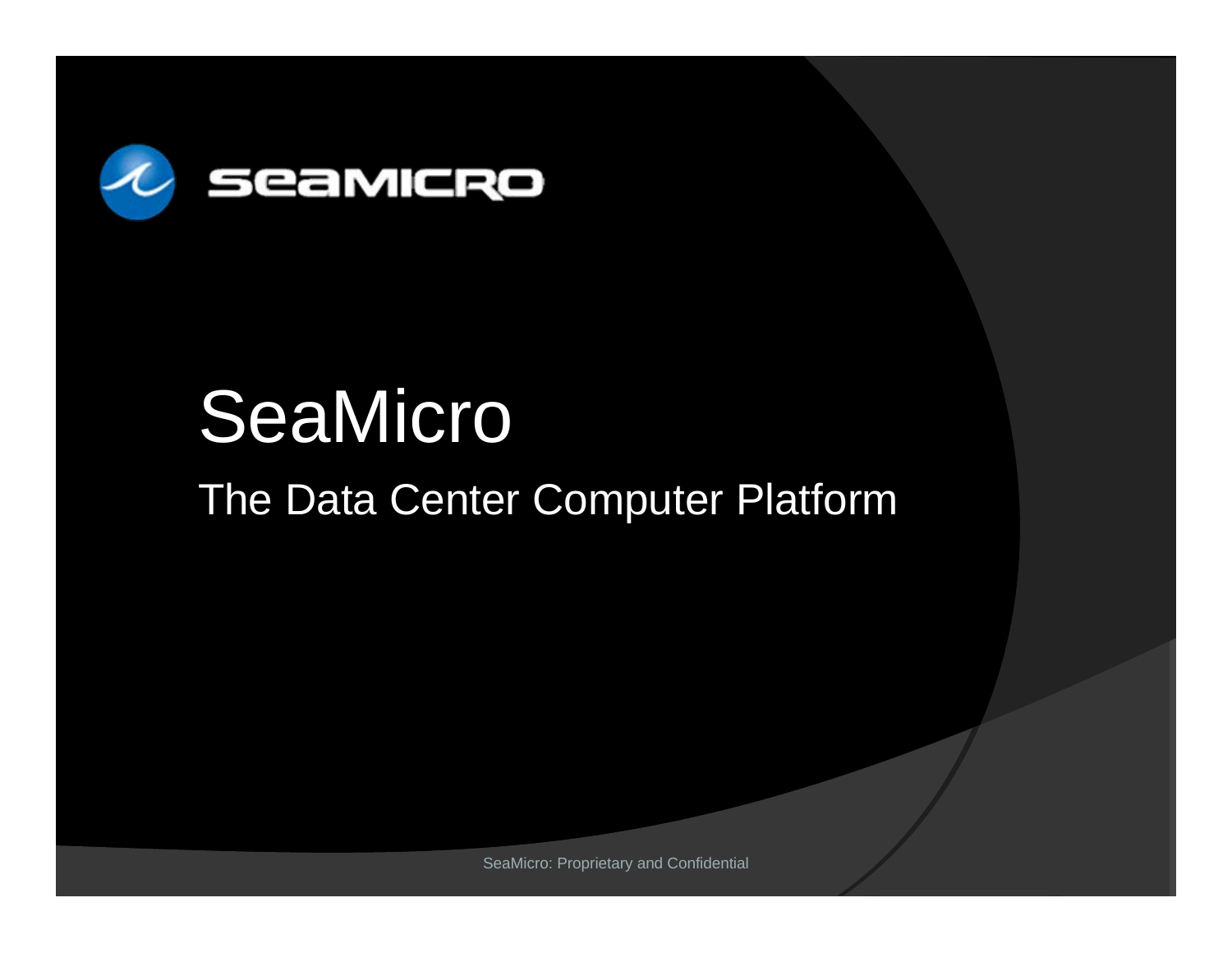# SeaMicro

## The Data Center Computer Platform

SeaMicro: Proprietary and Confidential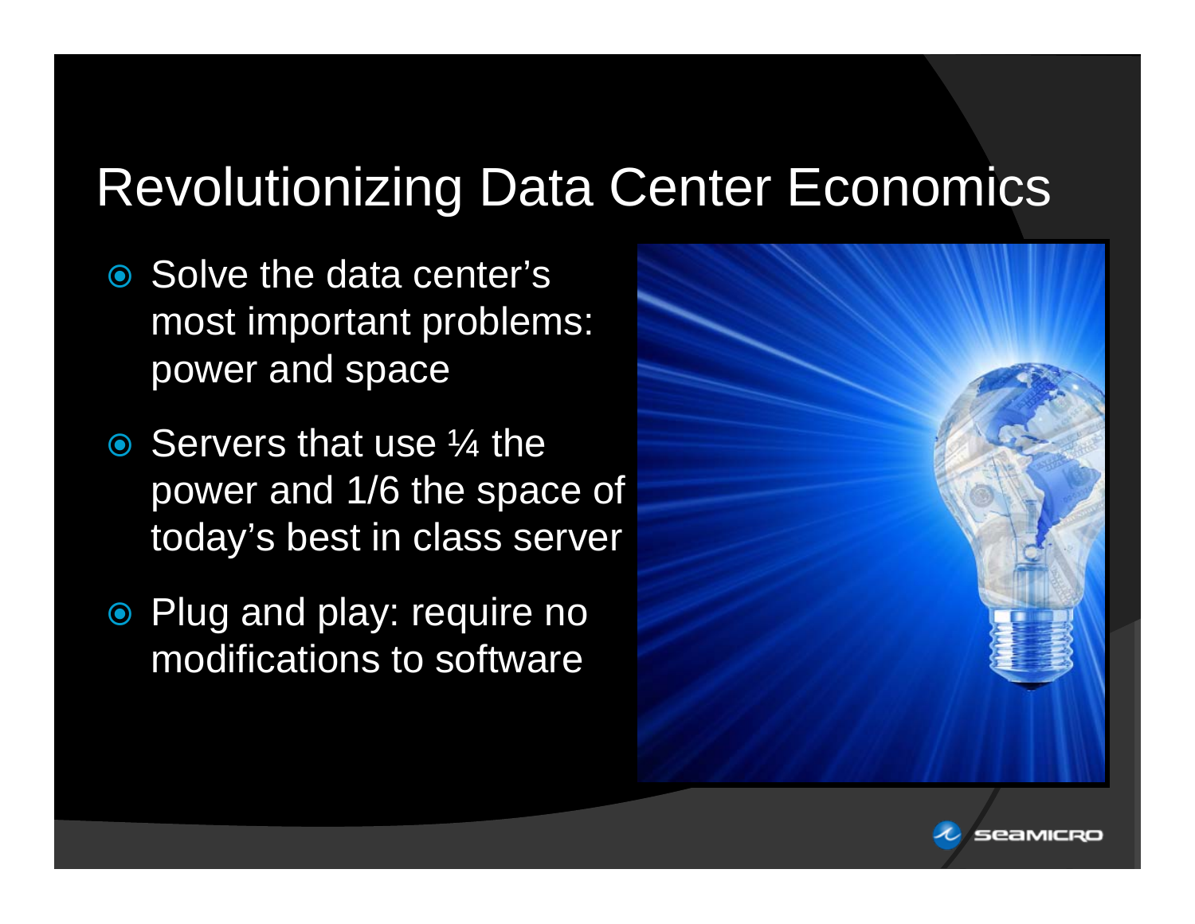# Revolutionizing Data Center Economics

- Solve the data center's most important problems: power and space
- Servers that use ¼ the power and 1/6 the space of today's best in class server
- Plug and play: require no modifications to software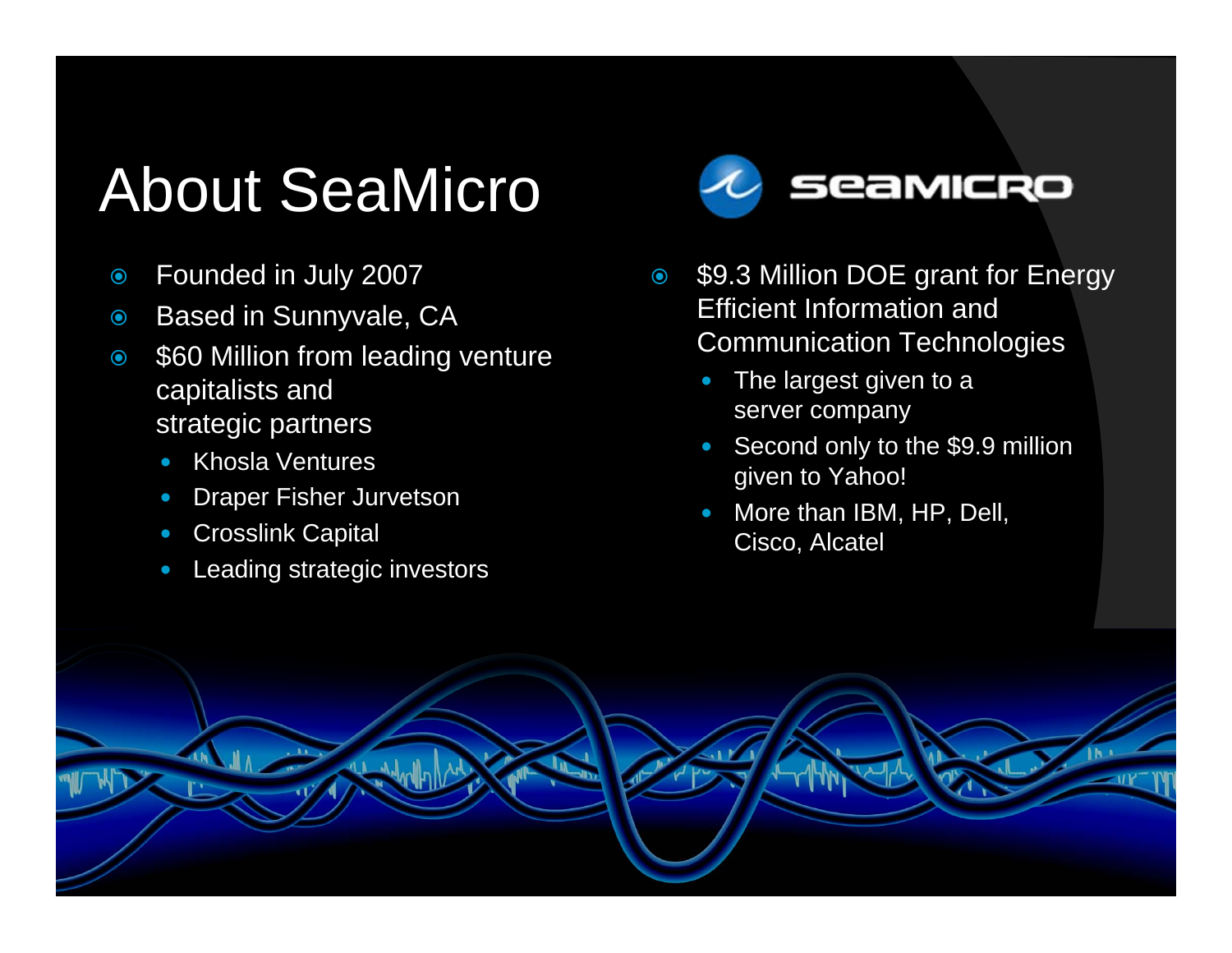# About SeaMicro

- Founded in July 2007
- Based in Sunnyvale, CA
- $60 Million from leading venture capitalists and strategic partners
  - Khosla Ventures
  - Draper Fisher Jurvetson
  - Crosslink Capital
  - Leading strategic investors

- $9.3 Million DOE grant for Energy Efficient Information and Communication Technologies
  - The largest given to a server company
  - Second only to the $9.9 million given to Yahoo!
  - More than IBM, HP, Dell, Cisco, Alcatel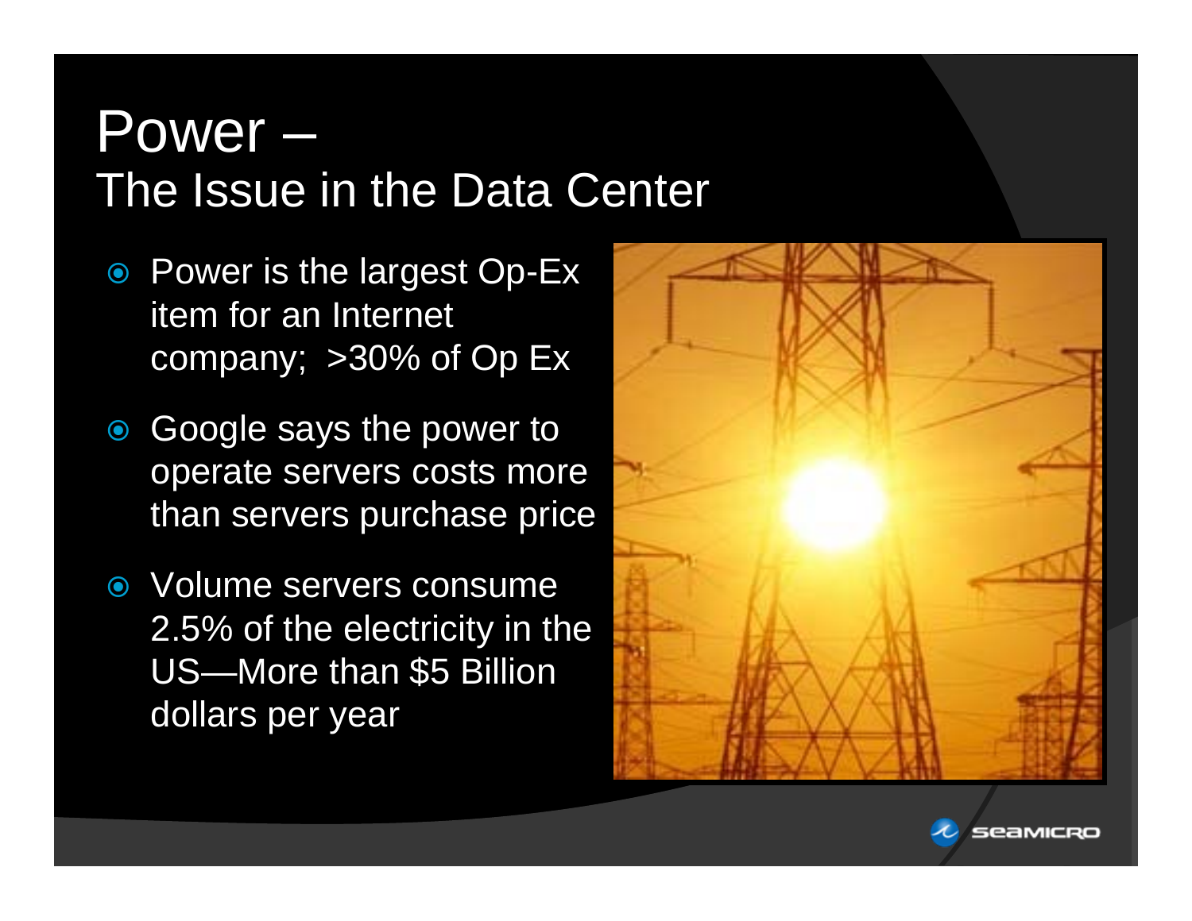# Power – The Issue in the Data Center

- Power is the largest Op-Ex item for an Internet company; >30% of Op Ex
- Google says the power to operate servers costs more than servers purchase price
- Volume servers consume 2.5% of the electricity in the US—More than $5 Billion dollars per year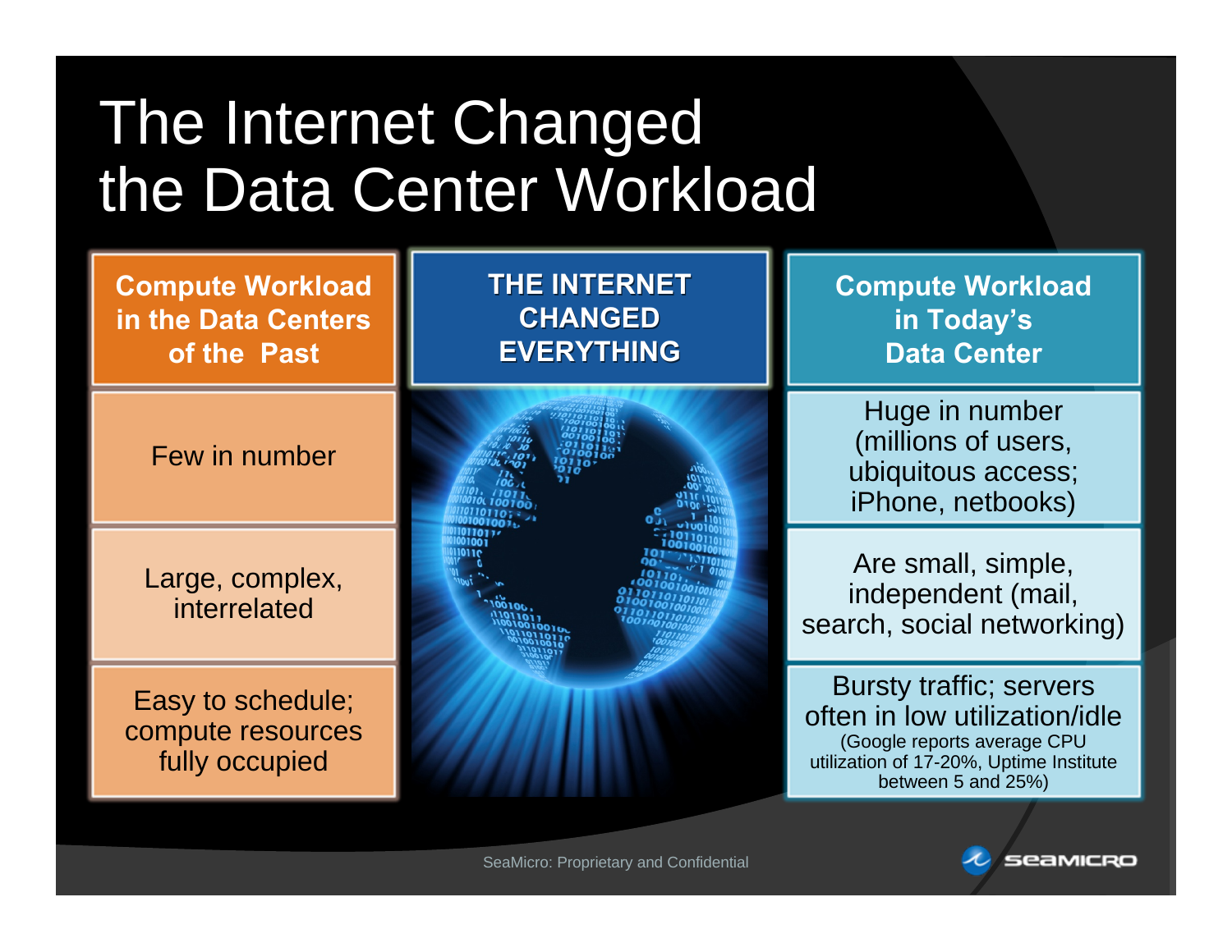# The Internet Changed the Data Center Workload

| Compute Workload in the Data Centers of the Past | THE INTERNET CHANGED EVERYTHING | Compute Workload in Today's Data Center |
|---|---|---|
| Few in number | | Huge in number (millions of users, ubiquitous access; iPhone, netbooks) |
| Large, complex, interrelated | | Are small, simple, independent (mail, search, social networking) |
| Easy to schedule; compute resources fully occupied | | Bursty traffic; servers often in low utilization/idle (Google reports average CPU utilization of 17-20%, Uptime Institute between 5 and 25%) |

SeaMicro: Proprietary and Confidential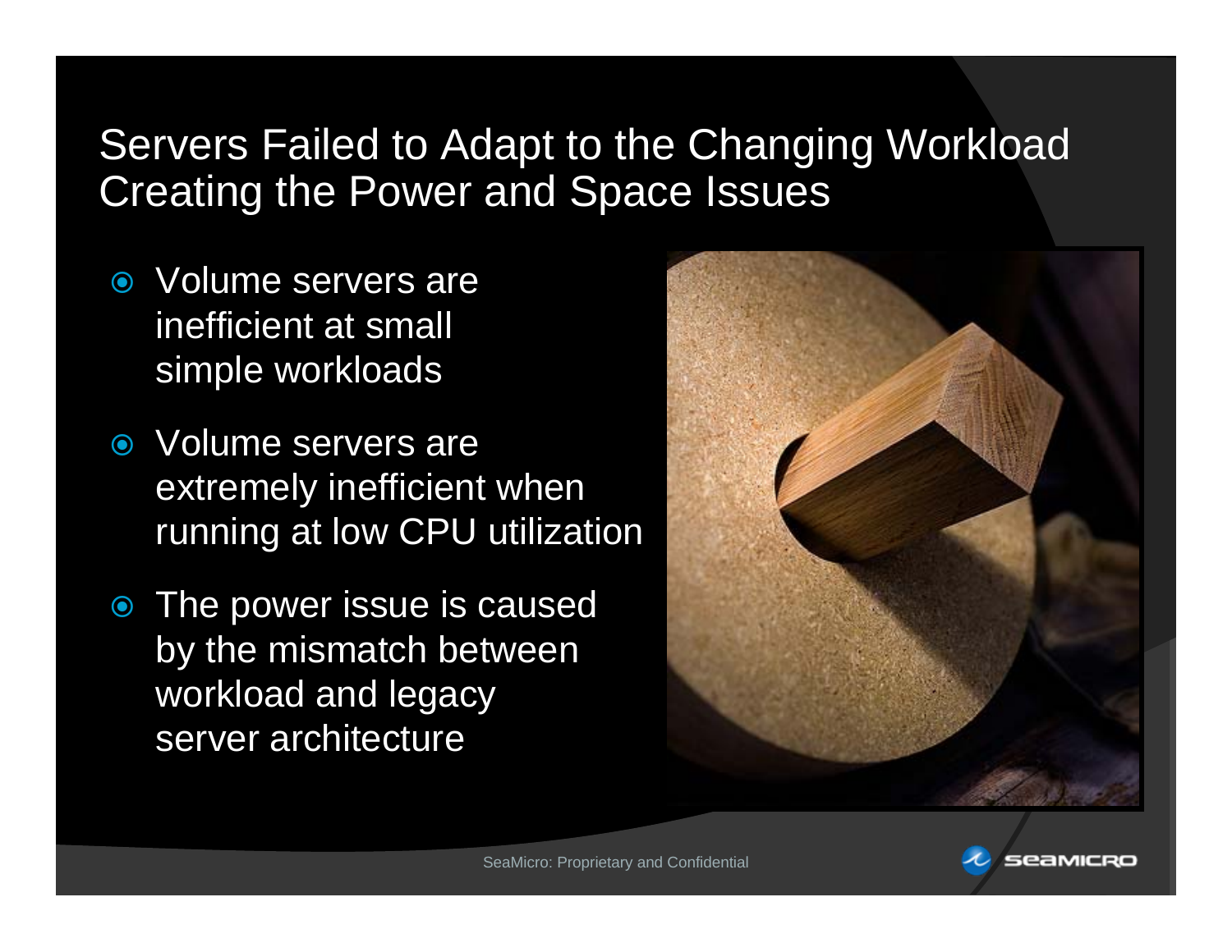# Servers Failed to Adapt to the Changing Workload Creating the Power and Space Issues

- Volume servers are inefficient at small simple workloads
- Volume servers are extremely inefficient when running at low CPU utilization
- The power issue is caused by the mismatch between workload and legacy server architecture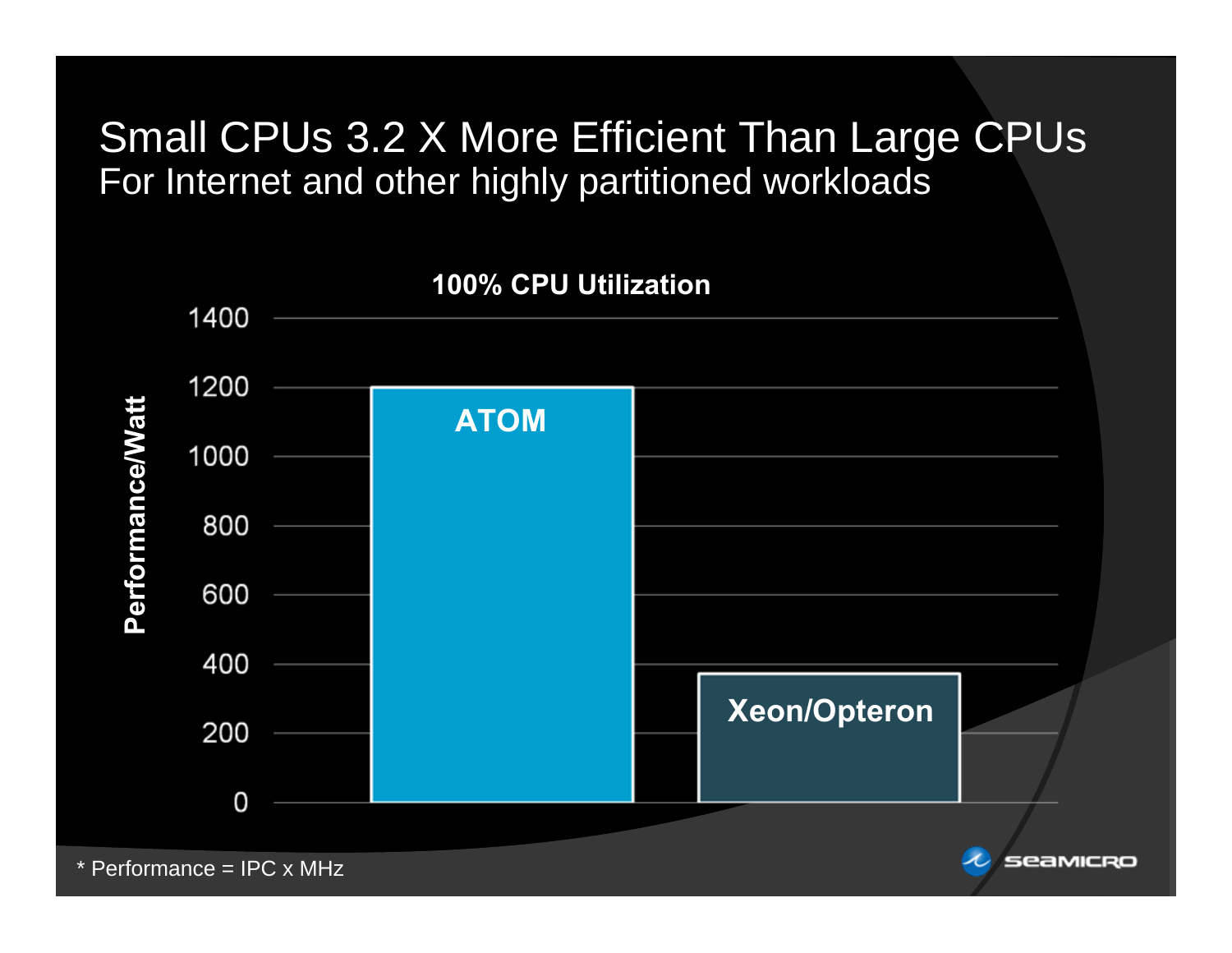# Small CPUs 3.2 X More Efficient Than Large CPUs

## For Internet and other highly partitioned workloads

**100% CPU Utilization**

| Processor | Performance/Watt |
|---|---|
| ATOM | 1200 |
| Xeon/Opteron | 375 |

\* Performance = IPC x MHz

SEAMICRO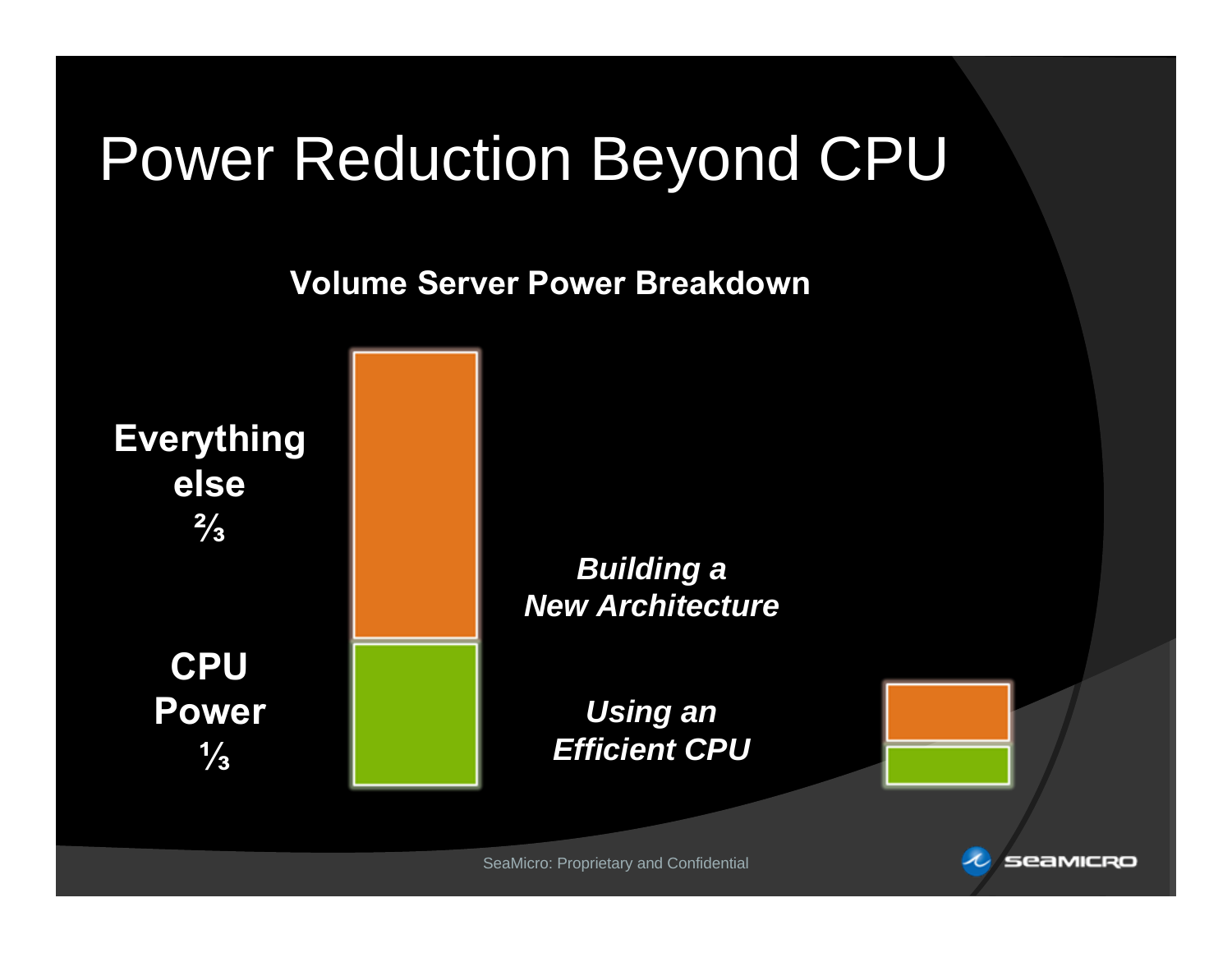# Power Reduction Beyond CPU

**Volume Server Power Breakdown**

**Everything else**
**⅔**

**CPU Power**
**⅓**

***Building a New Architecture***

***Using an Efficient CPU***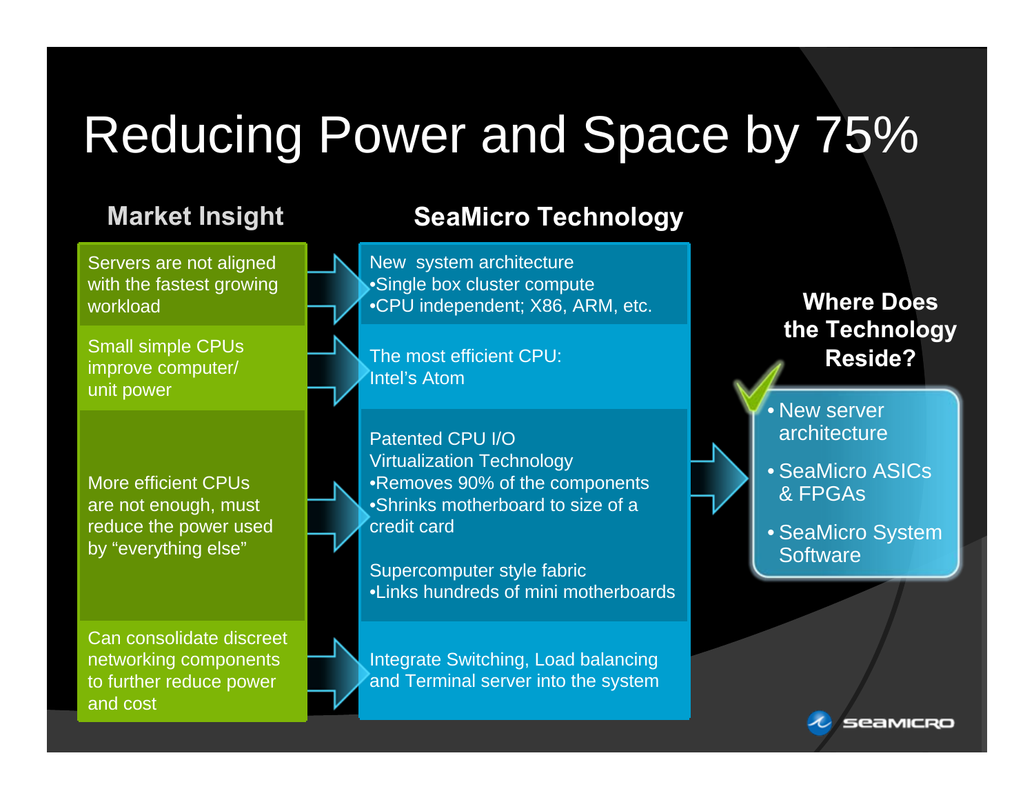# Reducing Power and Space by 75%

| Market Insight | SeaMicro Technology |
| --- | --- |
| Servers are not aligned with the fastest growing workload | New system architecture<br>•Single box cluster compute<br>•CPU independent; X86, ARM, etc. |
| Small simple CPUs improve computer/ unit power | The most efficient CPU: Intel's Atom |
| More efficient CPUs are not enough, must reduce the power used by "everything else" | Patented CPU I/O Virtualization Technology<br>•Removes 90% of the components<br>•Shrinks motherboard to size of a credit card<br><br>Supercomputer style fabric<br>•Links hundreds of mini motherboards |
| Can consolidate discreet networking components to further reduce power and cost | Integrate Switching, Load balancing and Terminal server into the system |

**Where Does the Technology Reside?**

- New server architecture
- SeaMicro ASICs & FPGAs
- SeaMicro System Software

SEAMICRO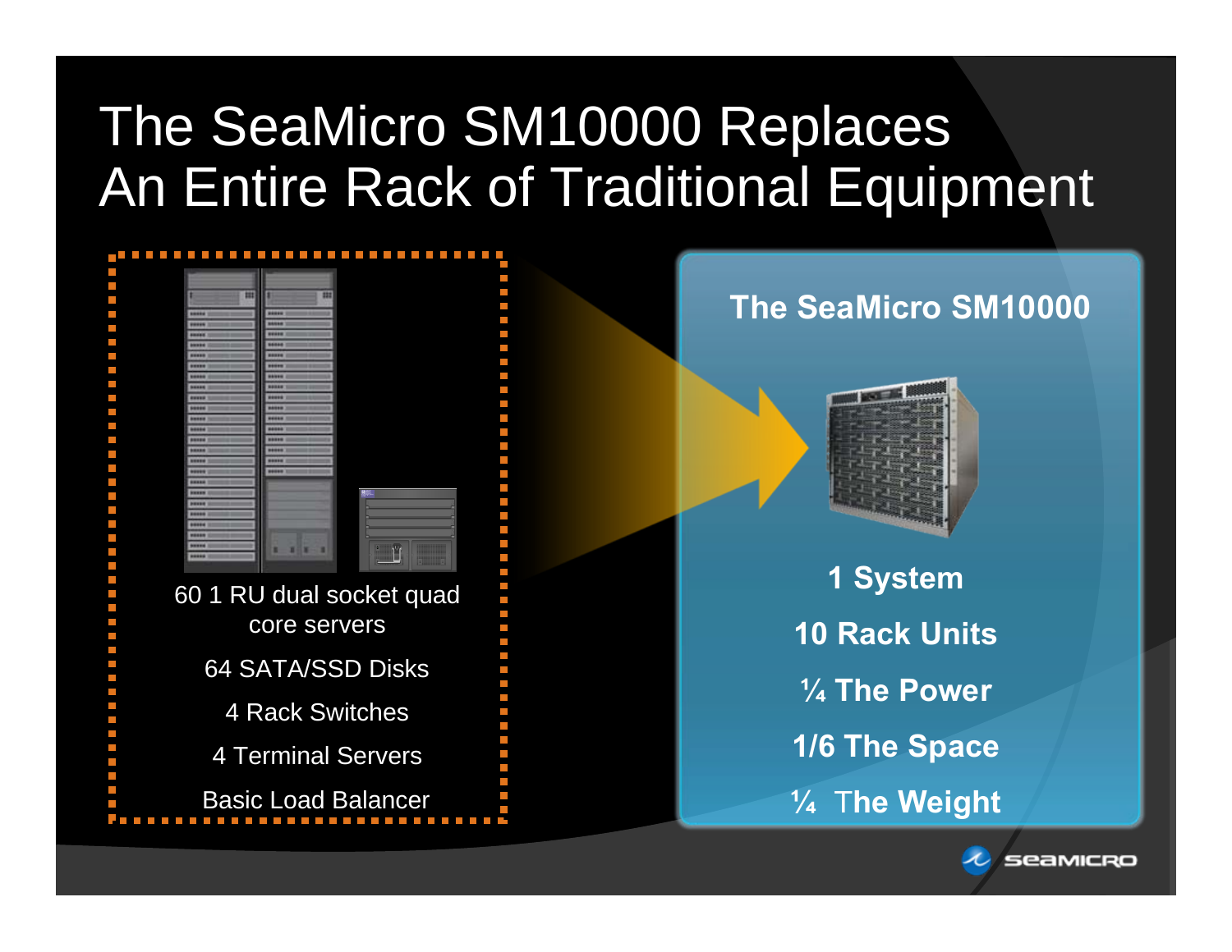# The SeaMicro SM10000 Replaces An Entire Rack of Traditional Equipment

60 1 RU dual socket quad core servers

64 SATA/SSD Disks

4 Rack Switches

4 Terminal Servers

Basic Load Balancer

**The SeaMicro SM10000**

**1 System**

**10 Rack Units**

**¼ The Power**

**1/6 The Space**

**¼ The Weight**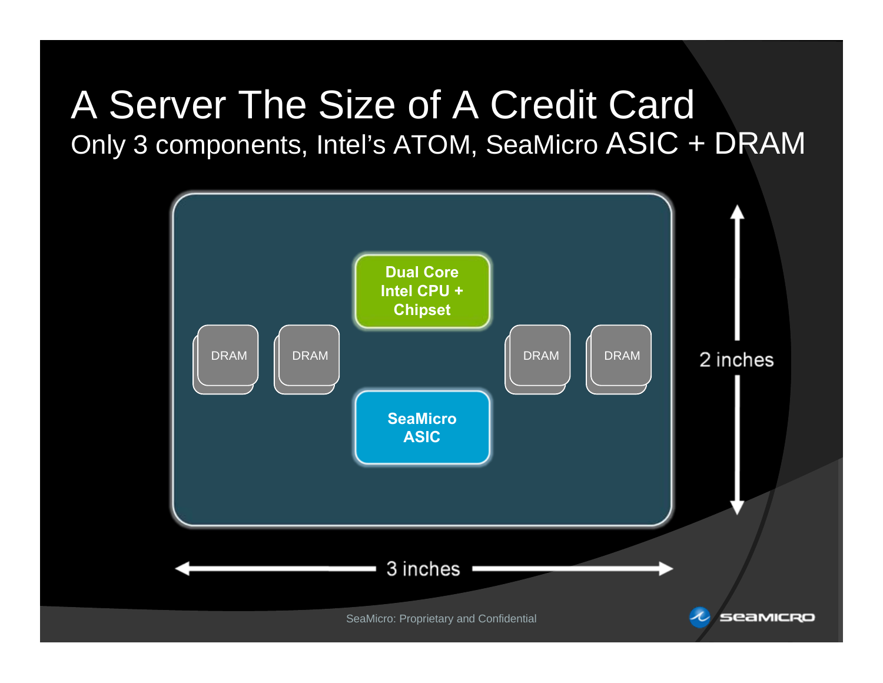# A Server The Size of A Credit Card

## Only 3 components, Intel's ATOM, SeaMicro ASIC + DRAM

Dual Core Intel CPU + Chipset

DRAM | DRAM | DRAM | DRAM

SeaMicro ASIC

2 inches

3 inches

SeaMicro: Proprietary and Confidential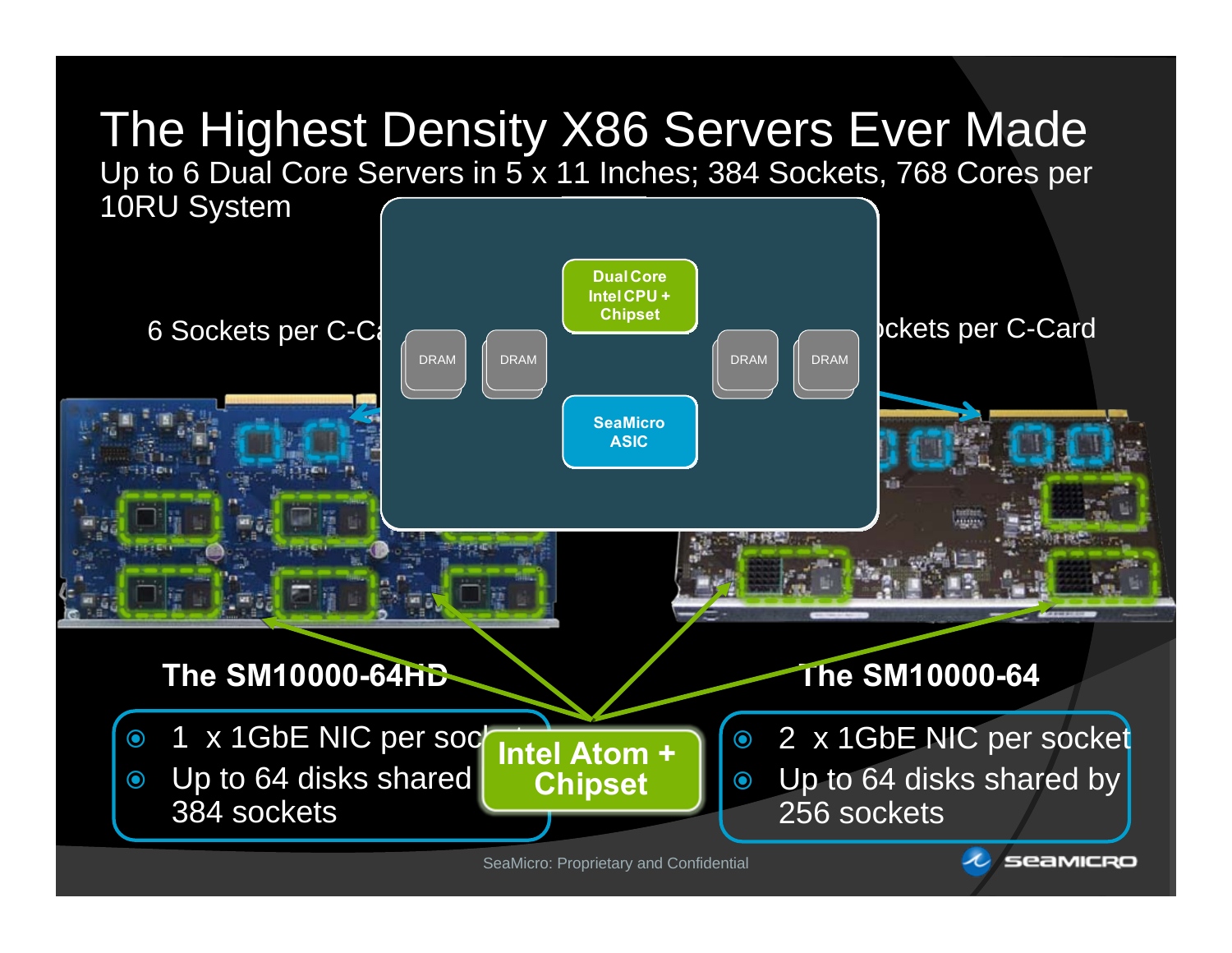# The Highest Density X86 Servers Ever Made

Up to 6 Dual Core Servers in 5 x 11 Inches; 384 Sockets, 768 Cores per 10RU System

6 Sockets per C-Ca

ckets per C-Card

Dual Core Intel CPU + Chipset

DRAM DRAM DRAM DRAM

SeaMicro ASIC

**The SM10000-64HD**

- 1 x 1GbE NIC per soc
- Up to 64 disks shared 384 sockets

**Intel Atom + Chipset**

**The SM10000-64**

- 2 x 1GbE NIC per socket
- Up to 64 disks shared by 256 sockets

SeaMicro: Proprietary and Confidential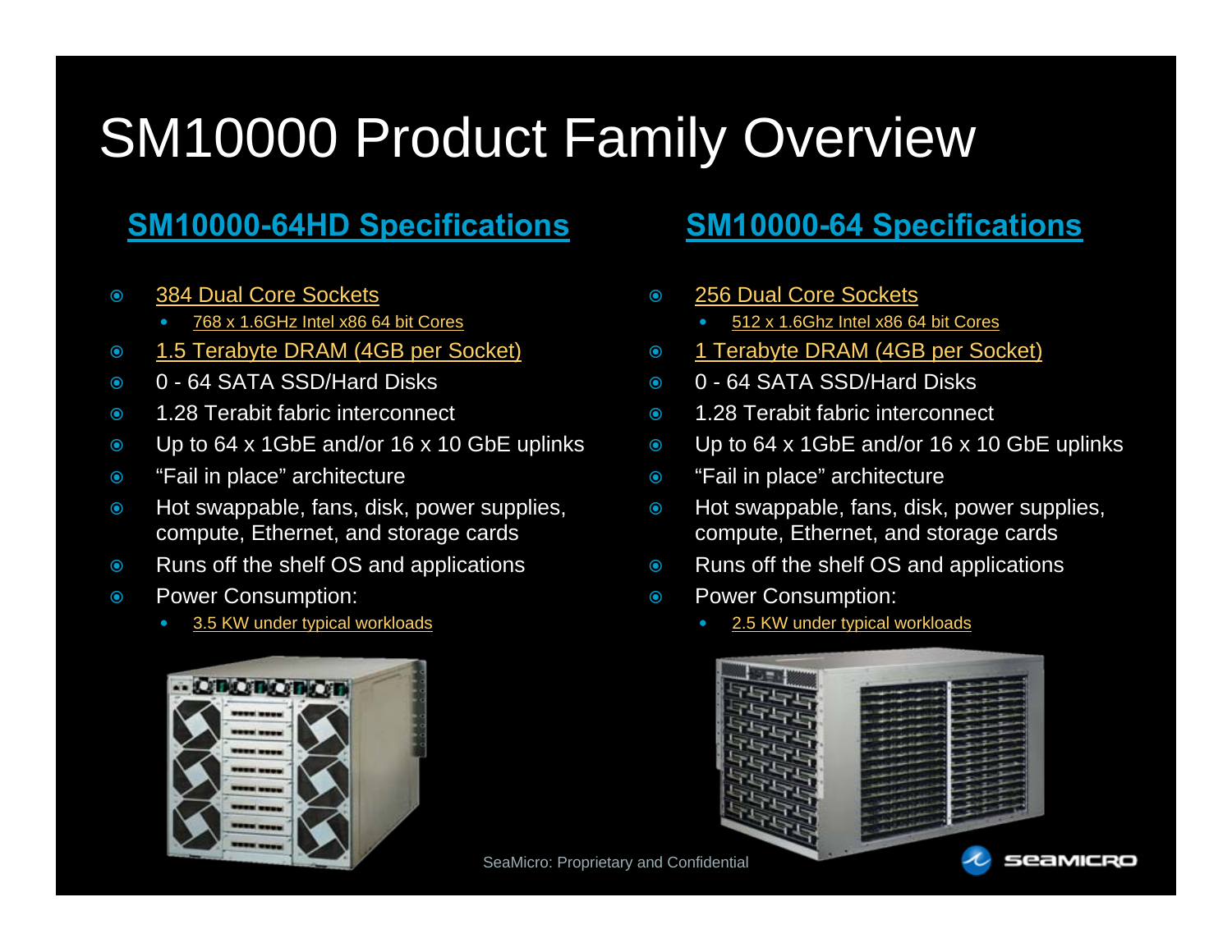# SM10000 Product Family Overview

## SM10000-64HD Specifications

- 384 Dual Core Sockets
  - 768 x 1.6GHz Intel x86 64 bit Cores
- 1.5 Terabyte DRAM (4GB per Socket)
- 0 - 64 SATA SSD/Hard Disks
- 1.28 Terabit fabric interconnect
- Up to 64 x 1GbE and/or 16 x 10 GbE uplinks
- “Fail in place” architecture
- Hot swappable, fans, disk, power supplies, compute, Ethernet, and storage cards
- Runs off the shelf OS and applications
- Power Consumption:
  - 3.5 KW under typical workloads

## SM10000-64 Specifications

- 256 Dual Core Sockets
  - 512 x 1.6Ghz Intel x86 64 bit Cores
- 1 Terabyte DRAM (4GB per Socket)
- 0 - 64 SATA SSD/Hard Disks
- 1.28 Terabit fabric interconnect
- Up to 64 x 1GbE and/or 16 x 10 GbE uplinks
- “Fail in place” architecture
- Hot swappable, fans, disk, power supplies, compute, Ethernet, and storage cards
- Runs off the shelf OS and applications
- Power Consumption:
  - 2.5 KW under typical workloads

SeaMicro: Proprietary and Confidential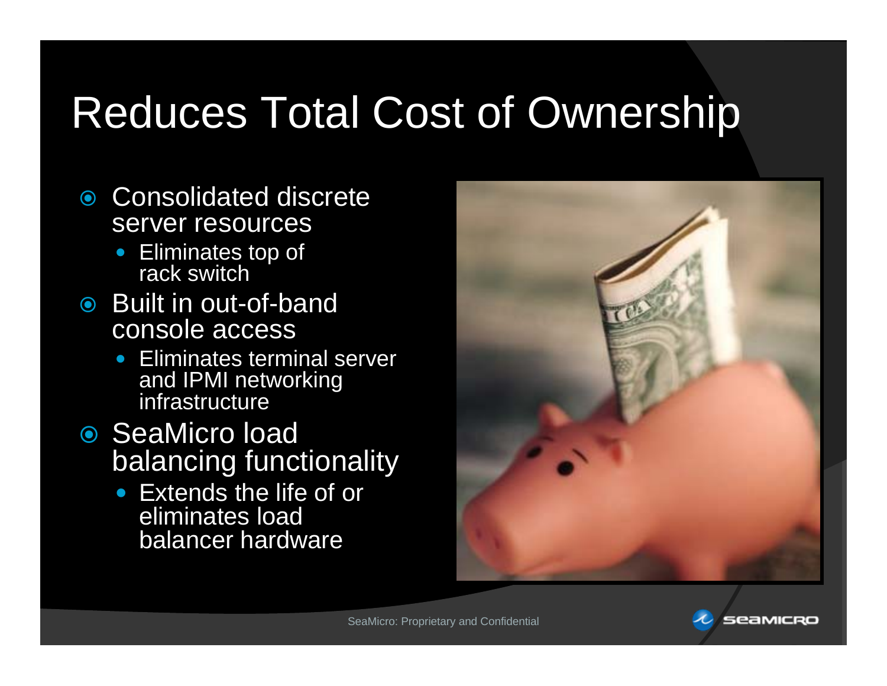# Reduces Total Cost of Ownership

- Consolidated discrete server resources
  - Eliminates top of rack switch
- Built in out-of-band console access
  - Eliminates terminal server and IPMI networking infrastructure
- SeaMicro load balancing functionality
  - Extends the life of or eliminates load balancer hardware

SeaMicro: Proprietary and Confidential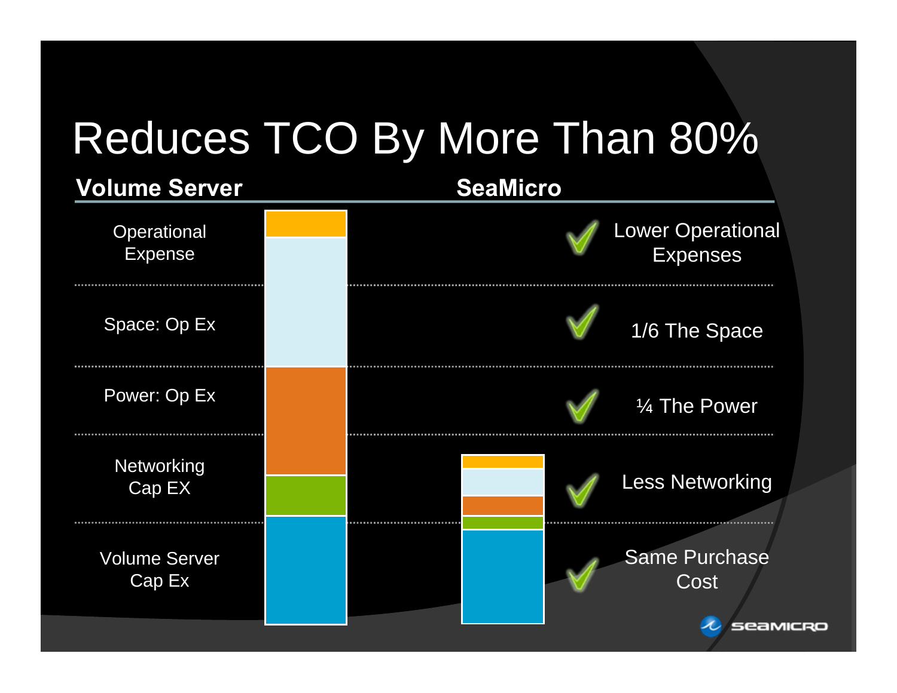# Reduces TCO By More Than 80%

| Volume Server | | SeaMicro |
|---|---|---|
| Operational Expense | | ✓ Lower Operational Expenses |
| Space: Op Ex | | ✓ 1/6 The Space |
| Power: Op Ex | | ✓ ¼ The Power |
| Networking Cap EX | | ✓ Less Networking |
| Volume Server Cap Ex | | ✓ Same Purchase Cost |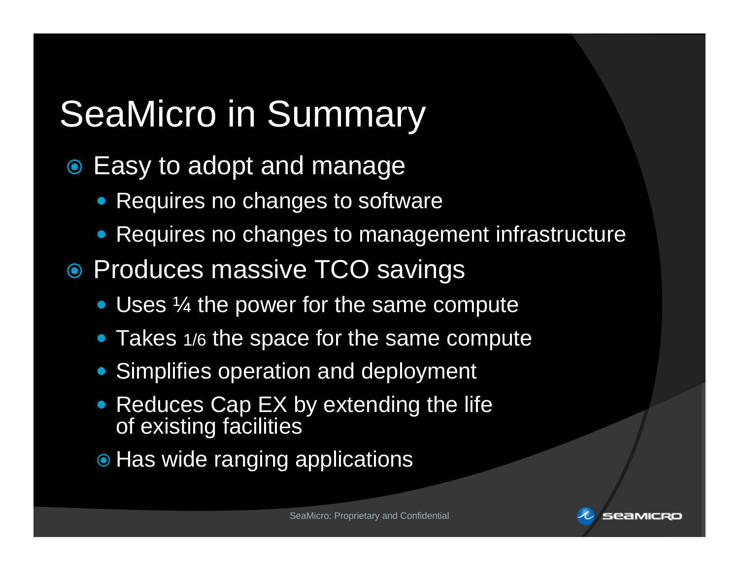# SeaMicro in Summary

- Easy to adopt and manage
  - Requires no changes to software
  - Requires no changes to management infrastructure
- Produces massive TCO savings
  - Uses ¼ the power for the same compute
  - Takes 1/6 the space for the same compute
  - Simplifies operation and deployment
  - Reduces Cap EX by extending the life of existing facilities
  - Has wide ranging applications

SeaMicro: Proprietary and Confidential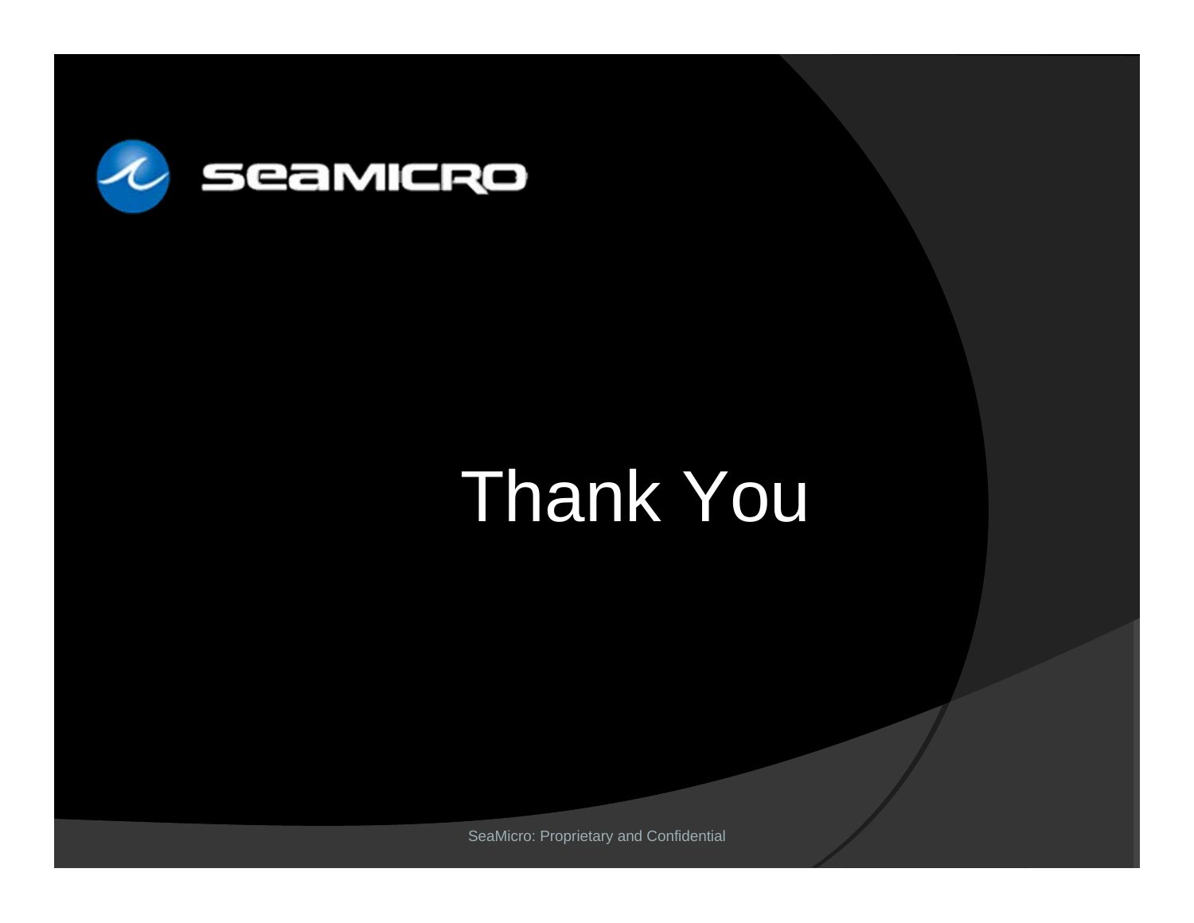# Thank You